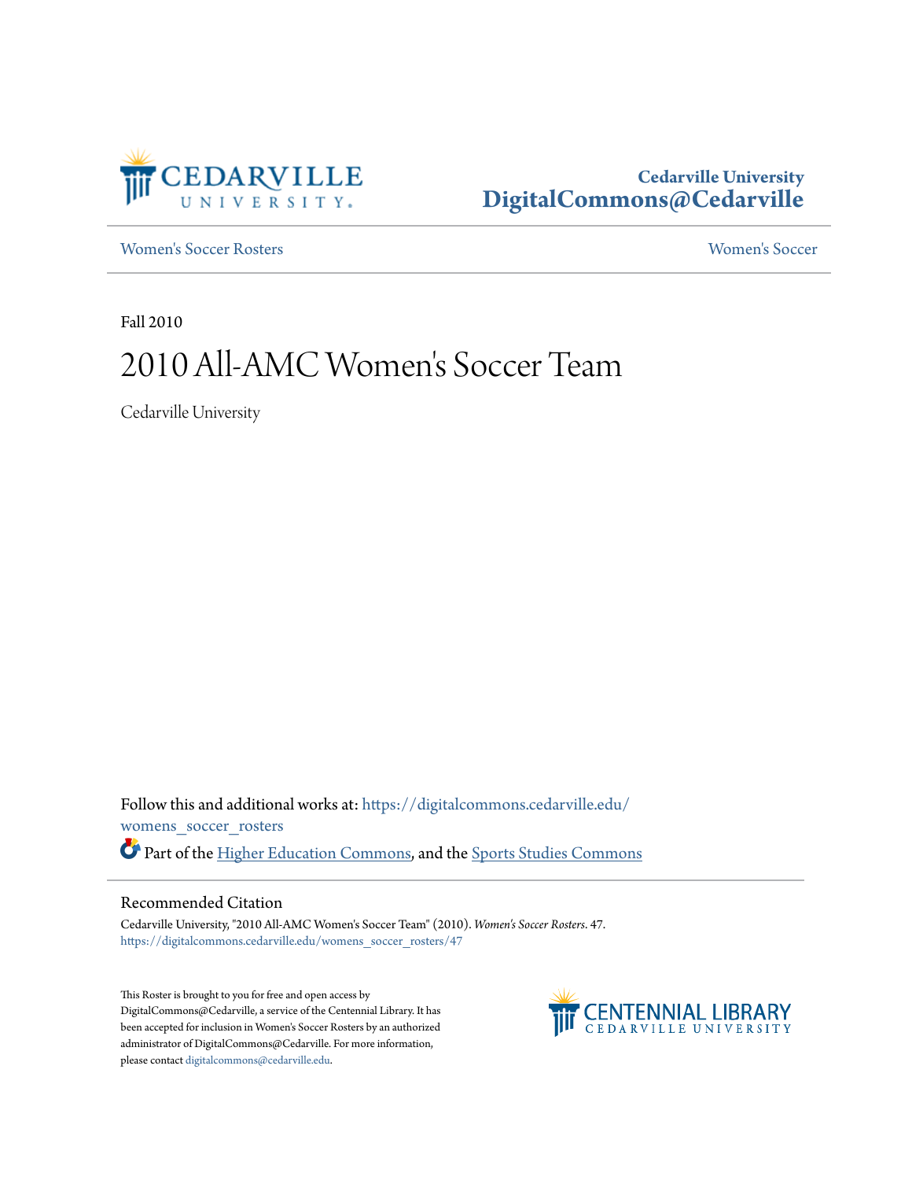Cedarville University
DigitalCommons@Cedarville

Women's Soccer Rosters | Women's Soccer

Fall 2010

# 2010 All-AMC Women's Soccer Team

Cedarville University

Follow this and additional works at: https://digitalcommons.cedarville.edu/womens_soccer_rosters

Part of the Higher Education Commons, and the Sports Studies Commons

## Recommended Citation

Cedarville University, "2010 All-AMC Women's Soccer Team" (2010). *Women's Soccer Rosters*. 47.
https://digitalcommons.cedarville.edu/womens_soccer_rosters/47

This Roster is brought to you for free and open access by DigitalCommons@Cedarville, a service of the Centennial Library. It has been accepted for inclusion in Women's Soccer Rosters by an authorized administrator of DigitalCommons@Cedarville. For more information, please contact digitalcommons@cedarville.edu.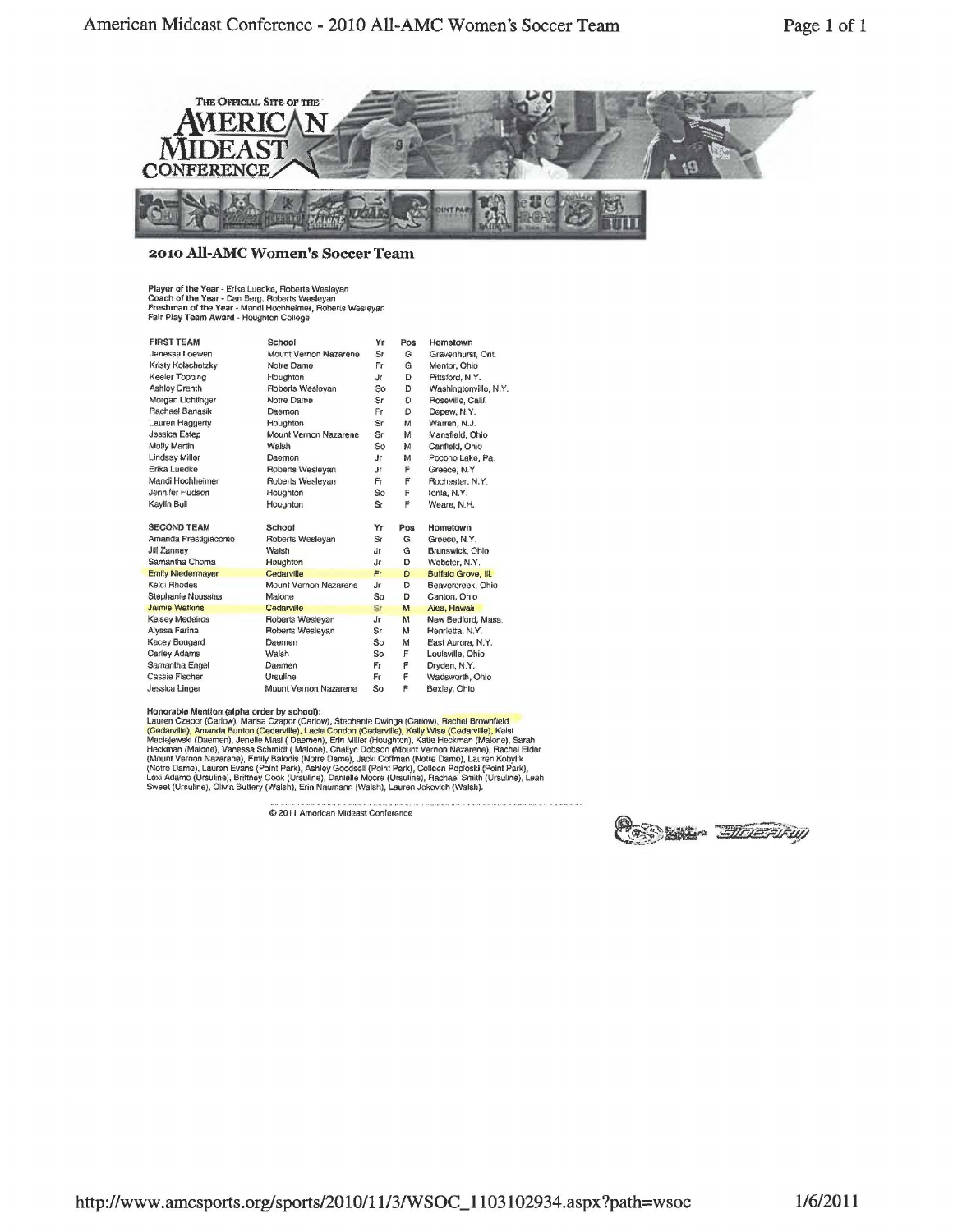## 2010 All-AMC Women's Soccer Team

**Player of the Year** - Erika Luedke, Roberts Wesleyan
**Coach of the Year** - Dan Berg, Roberts Wesleyan
**Freshman of the Year** - Mandi Hochheimer, Roberts Wesleyan
**Fair Play Team Award** - Houghton College

| FIRST TEAM | School | Yr | Pos | Hometown |
|---|---|---|---|---|
| Jenessa Loewen | Mount Vernon Nazarene | Sr | G | Gravenhurst, Ont. |
| Kristy Kolschetzky | Notre Dame | Fr | G | Mentor, Ohio |
| Keeler Topping | Houghton | Jr | D | Pittsford, N.Y. |
| Ashley Drenth | Roberts Wesleyan | So | D | Washingtonville, N.Y. |
| Morgan Lichtinger | Notre Dame | Sr | D | Roseville, Calif. |
| Rachael Banasik | Daemen | Fr | D | Depew, N.Y. |
| Lauren Haggerty | Houghton | Sr | M | Warren, N.J. |
| Jessica Estep | Mount Vernon Nazarene | Sr | M | Mansfield, Ohio |
| Molly Martin | Walsh | So | M | Canfield, Ohio |
| Lindsay Miller | Daemen | Jr | M | Pocono Lake, Pa. |
| Erika Luedke | Roberts Wesleyan | Jr | F | Greece, N.Y. |
| Mandi Hochheimer | Roberts Wesleyan | Fr | F | Rochester, N.Y. |
| Jennifer Hudson | Houghton | So | F | Ionia, N.Y. |
| Kaylin Bull | Houghton | Sr | F | Weare, N.H. |

| SECOND TEAM | School | Yr | Pos | Hometown |
|---|---|---|---|---|
| Amanda Prestigiacomo | Roberts Wesleyan | Sr | G | Greece, N.Y. |
| Jill Zanney | Walsh | Jr | G | Brunswick, Ohio |
| Samantha Choma | Houghton | Jr | D | Webster, N.Y. |
| Emily Niedermayer | Cedarville | Fr | D | Buffalo Grove, Ill. |
| Kelci Rhodes | Mount Vernon Nazarene | Jr | D | Beavercreek, Ohio |
| Stephanie Noussias | Malone | So | D | Canton, Ohio |
| Jaimie Watkins | Cedarville | Sr | M | Aiea, Hawaii |
| Kelsey Medeiros | Roberts Wesleyan | Jr | M | New Bedford, Mass. |
| Alyssa Farina | Roberts Wesleyan | Sr | M | Henrietta, N.Y. |
| Kacey Bougard | Daemen | So | M | East Aurora, N.Y. |
| Carley Adams | Walsh | So | F | Louisville, Ohio |
| Samantha Engel | Daemen | Fr | F | Dryden, N.Y. |
| Cassie Fischer | Ursuline | Fr | F | Wadsworth, Ohio |
| Jessica Linger | Mount Vernon Nazarene | So | F | Bexley, Ohio |

**Honorable Mention (alpha order by school):**
Lauren Czapor (Carlow), Marisa Czapor (Carlow), Stephanie Dwinga (Carlow), Rechel Brownfield (Cedarville), Amanda Bunton (Cedarville), Lacie Condon (Cedarville), Kelly Wise (Cedarville), Kelsi Maciejewski (Daemen), Jenelle Masi ( Daemen), Erin Miller (Houghton), Katie Heckman (Malone), Sarah Heckman (Malone), Vanessa Schmidt ( Malone), Challyn Dobson (Mount Vernon Nazarene), Rachel Elder (Mount Vernon Nazarene), Emily Balodis (Notre Dame), Jacki Coffman (Notre Dame), Lauren Kobylik (Notre Dame), Lauren Evans (Point Park), Ashley Goodsell (Point Park), Colleen Poploski (Point Park), Lexi Adamo (Ursuline), Brittney Cook (Ursuline), Danielle Moore (Ursuline), Rachael Smith (Ursuline), Leah Sweet (Ursuline), Olivia Buttery (Walsh), Erin Naumann (Walsh), Lauren Jokovich (Walsh).

© 2011 American Mideast Conference